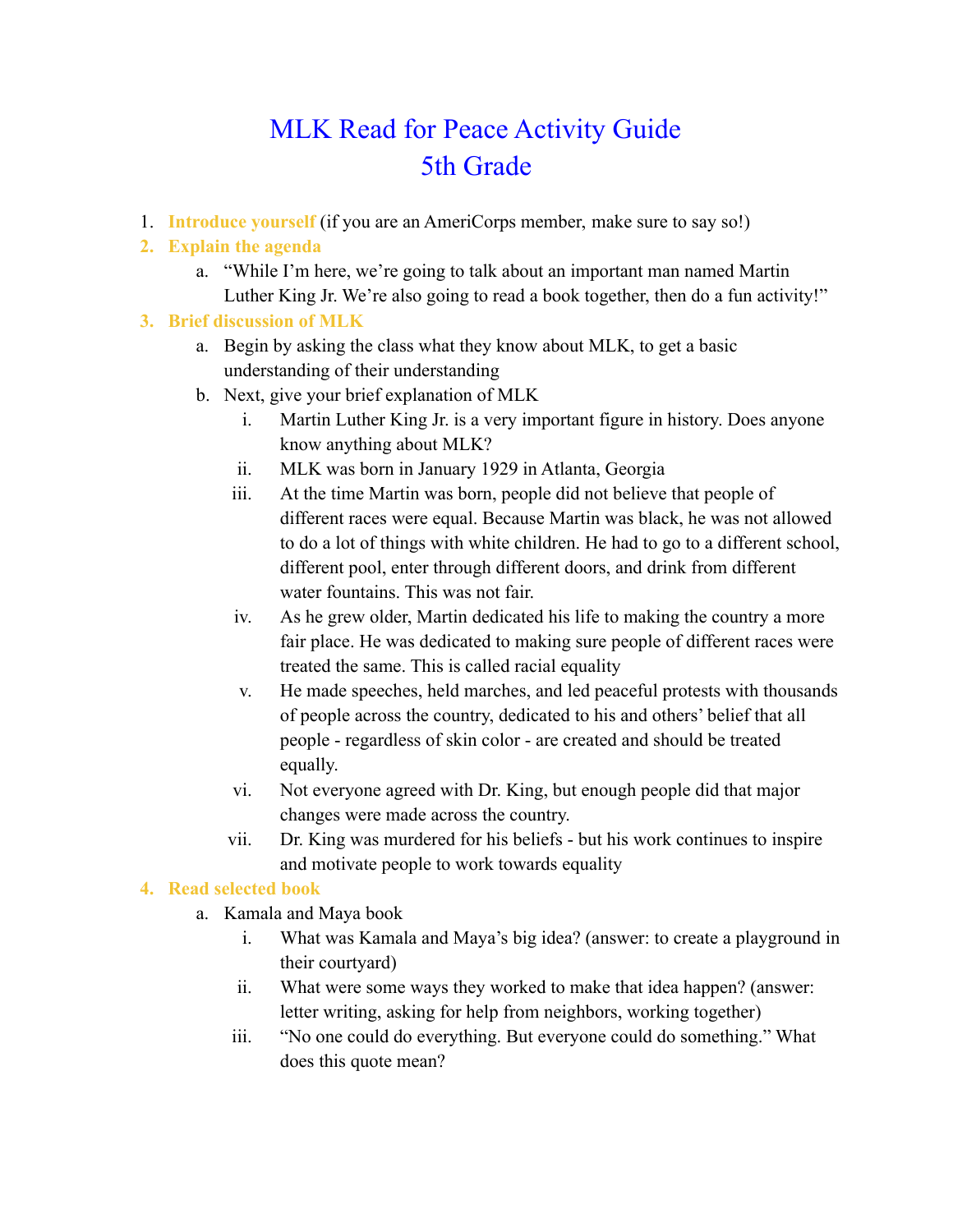# MLK Read for Peace Activity Guide
# 5th Grade

1. **Introduce yourself** (if you are an AmeriCorps member, make sure to say so!)
2. **Explain the agenda**
   a. "While I'm here, we're going to talk about an important man named Martin Luther King Jr. We're also going to read a book together, then do a fun activity!"
3. **Brief discussion of MLK**
   a. Begin by asking the class what they know about MLK, to get a basic understanding of their understanding
   b. Next, give your brief explanation of MLK
      i. Martin Luther King Jr. is a very important figure in history. Does anyone know anything about MLK?
      ii. MLK was born in January 1929 in Atlanta, Georgia
      iii. At the time Martin was born, people did not believe that people of different races were equal. Because Martin was black, he was not allowed to do a lot of things with white children. He had to go to a different school, different pool, enter through different doors, and drink from different water fountains. This was not fair.
      iv. As he grew older, Martin dedicated his life to making the country a more fair place. He was dedicated to making sure people of different races were treated the same. This is called racial equality
      v. He made speeches, held marches, and led peaceful protests with thousands of people across the country, dedicated to his and others' belief that all people - regardless of skin color - are created and should be treated equally.
      vi. Not everyone agreed with Dr. King, but enough people did that major changes were made across the country.
      vii. Dr. King was murdered for his beliefs - but his work continues to inspire and motivate people to work towards equality
4. **Read selected book**
   a. Kamala and Maya book
      i. What was Kamala and Maya's big idea? (answer: to create a playground in their courtyard)
      ii. What were some ways they worked to make that idea happen? (answer: letter writing, asking for help from neighbors, working together)
      iii. "No one could do everything. But everyone could do something." What does this quote mean?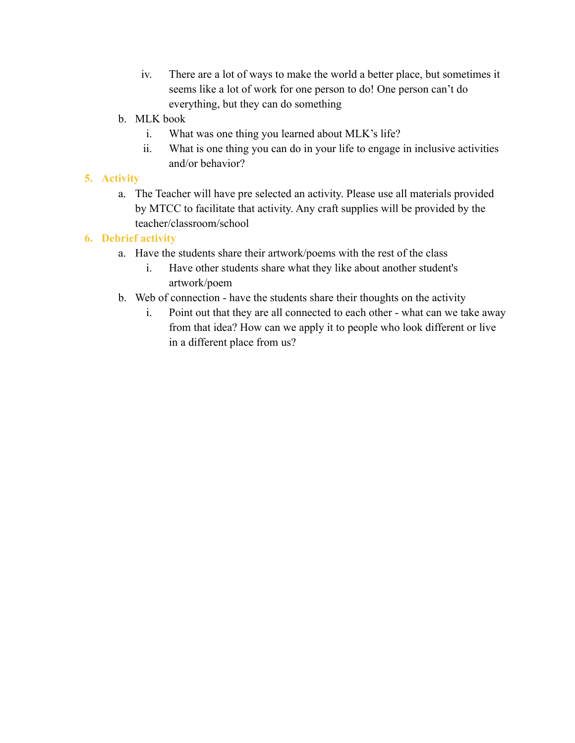iv. There are a lot of ways to make the world a better place, but sometimes it seems like a lot of work for one person to do! One person can't do everything, but they can do something

b. MLK book
   i. What was one thing you learned about MLK's life?
   ii. What is one thing you can do in your life to engage in inclusive activities and/or behavior?

### 5. Activity

a. The Teacher will have pre selected an activity. Please use all materials provided by MTCC to facilitate that activity. Any craft supplies will be provided by the teacher/classroom/school

### 6. Debrief activity

a. Have the students share their artwork/poems with the rest of the class
   i. Have other students share what they like about another student's artwork/poem

b. Web of connection - have the students share their thoughts on the activity
   i. Point out that they are all connected to each other - what can we take away from that idea? How can we apply it to people who look different or live in a different place from us?